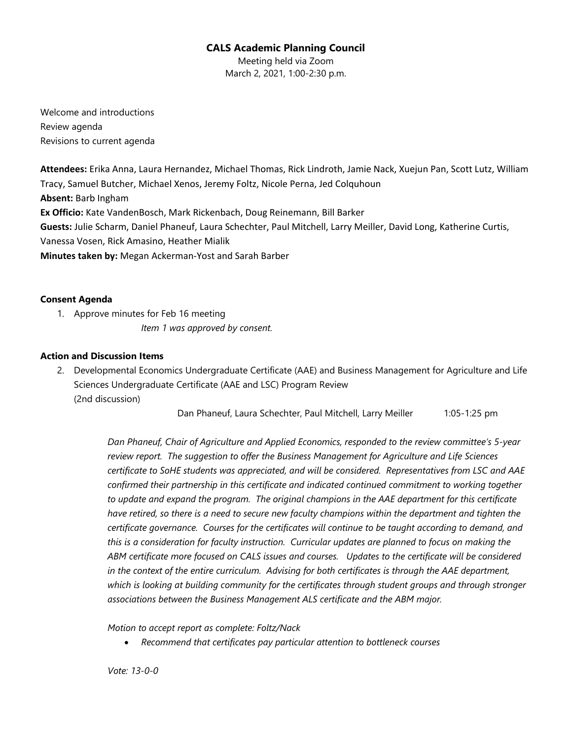# CALS Academic Planning Council

Meeting held via Zoom
March 2, 2021, 1:00-2:30 p.m.

Welcome and introductions
Review agenda
Revisions to current agenda

**Attendees:** Erika Anna, Laura Hernandez, Michael Thomas, Rick Lindroth, Jamie Nack, Xuejun Pan, Scott Lutz, William Tracy, Samuel Butcher, Michael Xenos, Jeremy Foltz, Nicole Perna, Jed Colquhoun
**Absent:** Barb Ingham
**Ex Officio:** Kate VandenBosch, Mark Rickenbach, Doug Reinemann, Bill Barker
**Guests:** Julie Scharm, Daniel Phaneuf, Laura Schechter, Paul Mitchell, Larry Meiller, David Long, Katherine Curtis, Vanessa Vosen, Rick Amasino, Heather Mialik
**Minutes taken by:** Megan Ackerman-Yost and Sarah Barber

**Consent Agenda**

1. Approve minutes for Feb 16 meeting

   *Item 1 was approved by consent.*

**Action and Discussion Items**

2. Developmental Economics Undergraduate Certificate (AAE) and Business Management for Agriculture and Life Sciences Undergraduate Certificate (AAE and LSC) Program Review
   (2nd discussion)

   Dan Phaneuf, Laura Schechter, Paul Mitchell, Larry Meiller 1:05-1:25 pm

   *Dan Phaneuf, Chair of Agriculture and Applied Economics, responded to the review committee's 5-year review report. The suggestion to offer the Business Management for Agriculture and Life Sciences certificate to SoHE students was appreciated, and will be considered. Representatives from LSC and AAE confirmed their partnership in this certificate and indicated continued commitment to working together to update and expand the program. The original champions in the AAE department for this certificate have retired, so there is a need to secure new faculty champions within the department and tighten the certificate governance. Courses for the certificates will continue to be taught according to demand, and this is a consideration for faculty instruction. Curricular updates are planned to focus on making the ABM certificate more focused on CALS issues and courses. Updates to the certificate will be considered in the context of the entire curriculum. Advising for both certificates is through the AAE department, which is looking at building community for the certificates through student groups and through stronger associations between the Business Management ALS certificate and the ABM major.*

   *Motion to accept report as complete: Foltz/Nack*

   - *Recommend that certificates pay particular attention to bottleneck courses*

   *Vote: 13-0-0*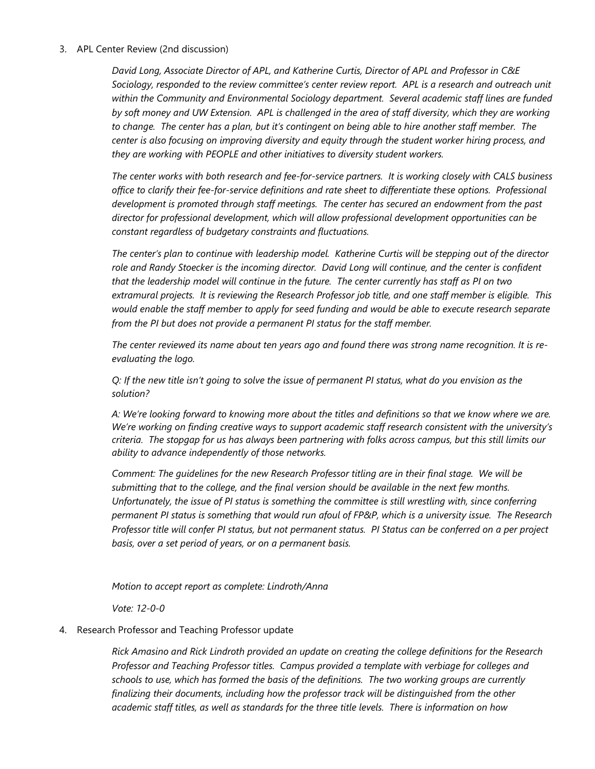3. APL Center Review (2nd discussion)

    *David Long, Associate Director of APL, and Katherine Curtis, Director of APL and Professor in C&E Sociology, responded to the review committee's center review report. APL is a research and outreach unit within the Community and Environmental Sociology department. Several academic staff lines are funded by soft money and UW Extension. APL is challenged in the area of staff diversity, which they are working to change. The center has a plan, but it's contingent on being able to hire another staff member. The center is also focusing on improving diversity and equity through the student worker hiring process, and they are working with PEOPLE and other initiatives to diversity student workers.*

    *The center works with both research and fee-for-service partners. It is working closely with CALS business office to clarify their fee-for-service definitions and rate sheet to differentiate these options. Professional development is promoted through staff meetings. The center has secured an endowment from the past director for professional development, which will allow professional development opportunities can be constant regardless of budgetary constraints and fluctuations.*

    *The center's plan to continue with leadership model. Katherine Curtis will be stepping out of the director role and Randy Stoecker is the incoming director. David Long will continue, and the center is confident that the leadership model will continue in the future. The center currently has staff as PI on two extramural projects. It is reviewing the Research Professor job title, and one staff member is eligible. This would enable the staff member to apply for seed funding and would be able to execute research separate from the PI but does not provide a permanent PI status for the staff member.*

    *The center reviewed its name about ten years ago and found there was strong name recognition. It is re-evaluating the logo.*

    *Q: If the new title isn't going to solve the issue of permanent PI status, what do you envision as the solution?*

    *A: We're looking forward to knowing more about the titles and definitions so that we know where we are. We're working on finding creative ways to support academic staff research consistent with the university's criteria. The stopgap for us has always been partnering with folks across campus, but this still limits our ability to advance independently of those networks.*

    *Comment: The guidelines for the new Research Professor titling are in their final stage. We will be submitting that to the college, and the final version should be available in the next few months. Unfortunately, the issue of PI status is something the committee is still wrestling with, since conferring permanent PI status is something that would run afoul of FP&P, which is a university issue. The Research Professor title will confer PI status, but not permanent status. PI Status can be conferred on a per project basis, over a set period of years, or on a permanent basis.*

    *Motion to accept report as complete: Lindroth/Anna*

    *Vote: 12-0-0*

4. Research Professor and Teaching Professor update

    *Rick Amasino and Rick Lindroth provided an update on creating the college definitions for the Research Professor and Teaching Professor titles. Campus provided a template with verbiage for colleges and schools to use, which has formed the basis of the definitions. The two working groups are currently finalizing their documents, including how the professor track will be distinguished from the other academic staff titles, as well as standards for the three title levels. There is information on how*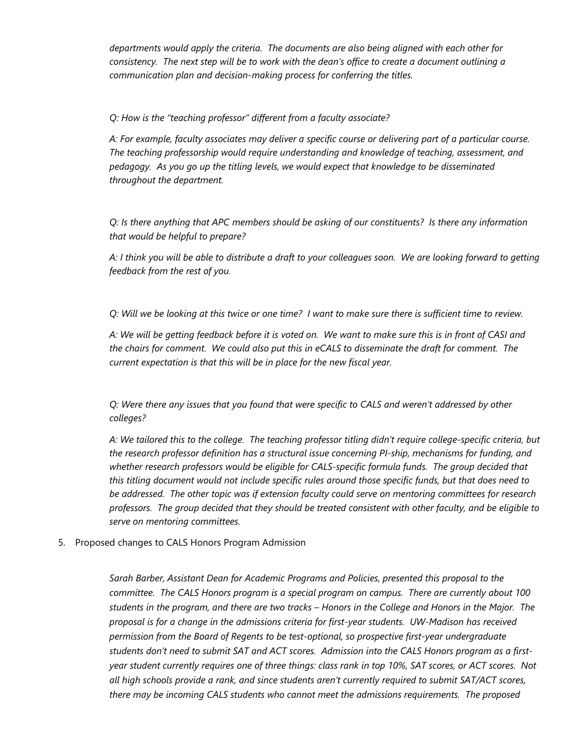*departments would apply the criteria. The documents are also being aligned with each other for consistency. The next step will be to work with the dean's office to create a document outlining a communication plan and decision-making process for conferring the titles.*

*Q: How is the "teaching professor" different from a faculty associate?*

*A: For example, faculty associates may deliver a specific course or delivering part of a particular course. The teaching professorship would require understanding and knowledge of teaching, assessment, and pedagogy. As you go up the titling levels, we would expect that knowledge to be disseminated throughout the department.*

*Q: Is there anything that APC members should be asking of our constituents? Is there any information that would be helpful to prepare?*

*A: I think you will be able to distribute a draft to your colleagues soon. We are looking forward to getting feedback from the rest of you.*

*Q: Will we be looking at this twice or one time? I want to make sure there is sufficient time to review.*

*A: We will be getting feedback before it is voted on. We want to make sure this is in front of CASI and the chairs for comment. We could also put this in eCALS to disseminate the draft for comment. The current expectation is that this will be in place for the new fiscal year.*

*Q: Were there any issues that you found that were specific to CALS and weren't addressed by other colleges?*

*A: We tailored this to the college. The teaching professor titling didn't require college-specific criteria, but the research professor definition has a structural issue concerning PI-ship, mechanisms for funding, and whether research professors would be eligible for CALS-specific formula funds. The group decided that this titling document would not include specific rules around those specific funds, but that does need to be addressed. The other topic was if extension faculty could serve on mentoring committees for research professors. The group decided that they should be treated consistent with other faculty, and be eligible to serve on mentoring committees.*

5. Proposed changes to CALS Honors Program Admission

*Sarah Barber, Assistant Dean for Academic Programs and Policies, presented this proposal to the committee. The CALS Honors program is a special program on campus. There are currently about 100 students in the program, and there are two tracks – Honors in the College and Honors in the Major. The proposal is for a change in the admissions criteria for first-year students. UW-Madison has received permission from the Board of Regents to be test-optional, so prospective first-year undergraduate students don't need to submit SAT and ACT scores. Admission into the CALS Honors program as a first-year student currently requires one of three things: class rank in top 10%, SAT scores, or ACT scores. Not all high schools provide a rank, and since students aren't currently required to submit SAT/ACT scores, there may be incoming CALS students who cannot meet the admissions requirements. The proposed*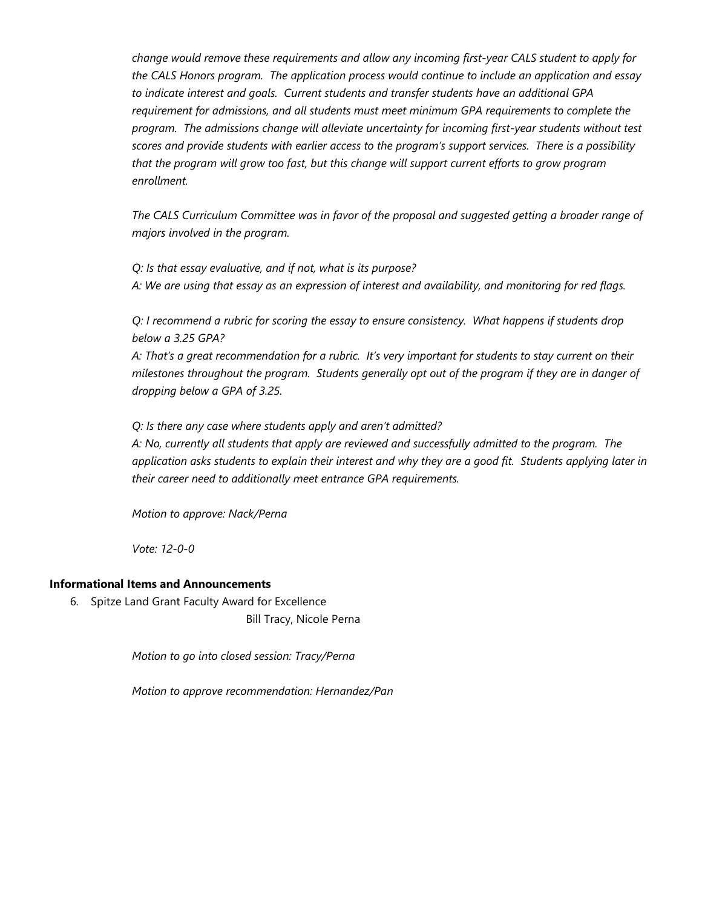*change would remove these requirements and allow any incoming first-year CALS student to apply for the CALS Honors program. The application process would continue to include an application and essay to indicate interest and goals. Current students and transfer students have an additional GPA requirement for admissions, and all students must meet minimum GPA requirements to complete the program. The admissions change will alleviate uncertainty for incoming first-year students without test scores and provide students with earlier access to the program's support services. There is a possibility that the program will grow too fast, but this change will support current efforts to grow program enrollment.*

*The CALS Curriculum Committee was in favor of the proposal and suggested getting a broader range of majors involved in the program.*

*Q: Is that essay evaluative, and if not, what is its purpose?*
*A: We are using that essay as an expression of interest and availability, and monitoring for red flags.*

*Q: I recommend a rubric for scoring the essay to ensure consistency. What happens if students drop below a 3.25 GPA?*
*A: That's a great recommendation for a rubric. It's very important for students to stay current on their milestones throughout the program. Students generally opt out of the program if they are in danger of dropping below a GPA of 3.25.*

*Q: Is there any case where students apply and aren't admitted?*
*A: No, currently all students that apply are reviewed and successfully admitted to the program. The application asks students to explain their interest and why they are a good fit. Students applying later in their career need to additionally meet entrance GPA requirements.*

*Motion to approve: Nack/Perna*

*Vote: 12-0-0*

**Informational Items and Announcements**

6. Spitze Land Grant Faculty Award for Excellence

   Bill Tracy, Nicole Perna

   *Motion to go into closed session: Tracy/Perna*

   *Motion to approve recommendation: Hernandez/Pan*